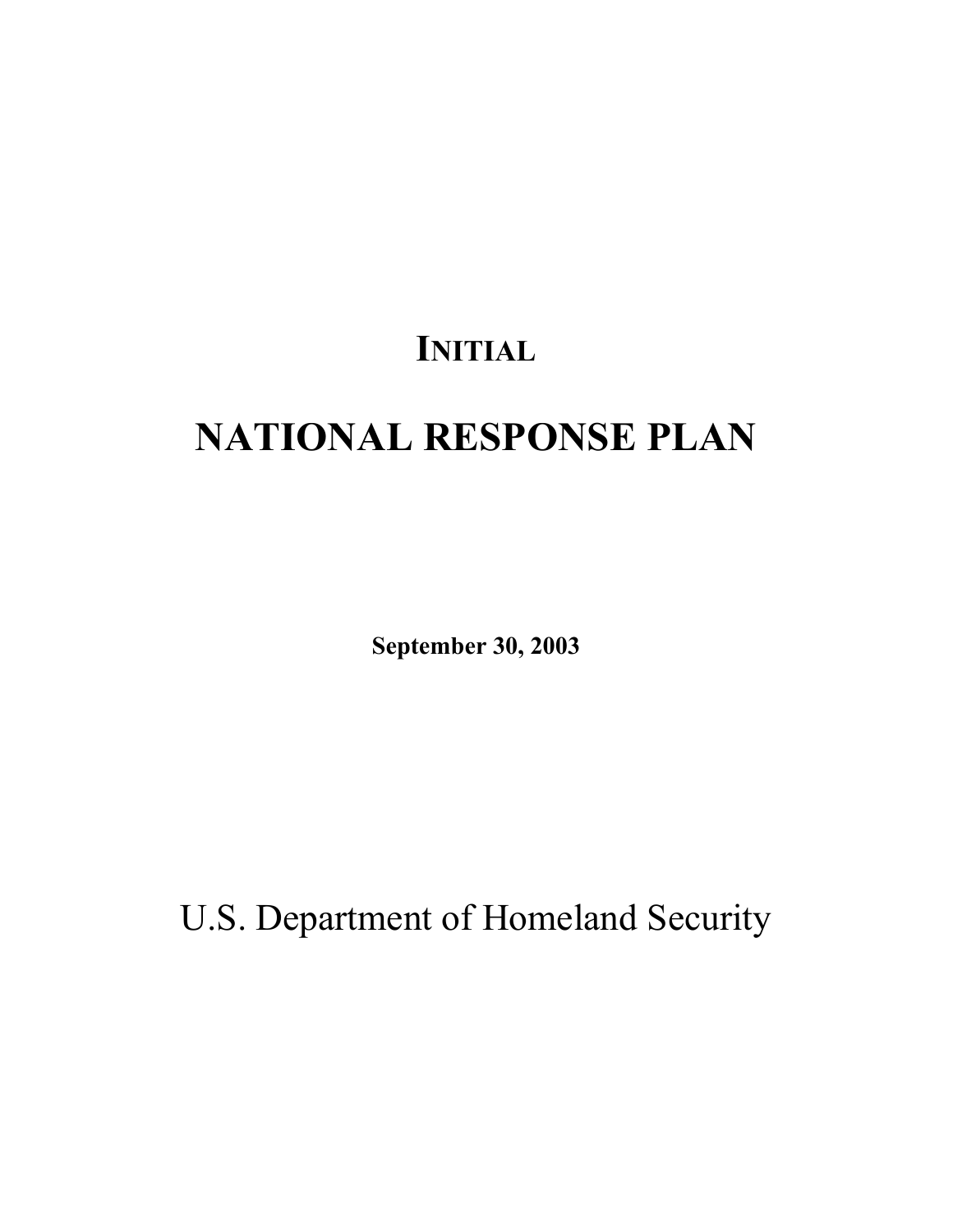# INITIAL

# NATIONAL RESPONSE PLAN

**September 30, 2003**

U.S. Department of Homeland Security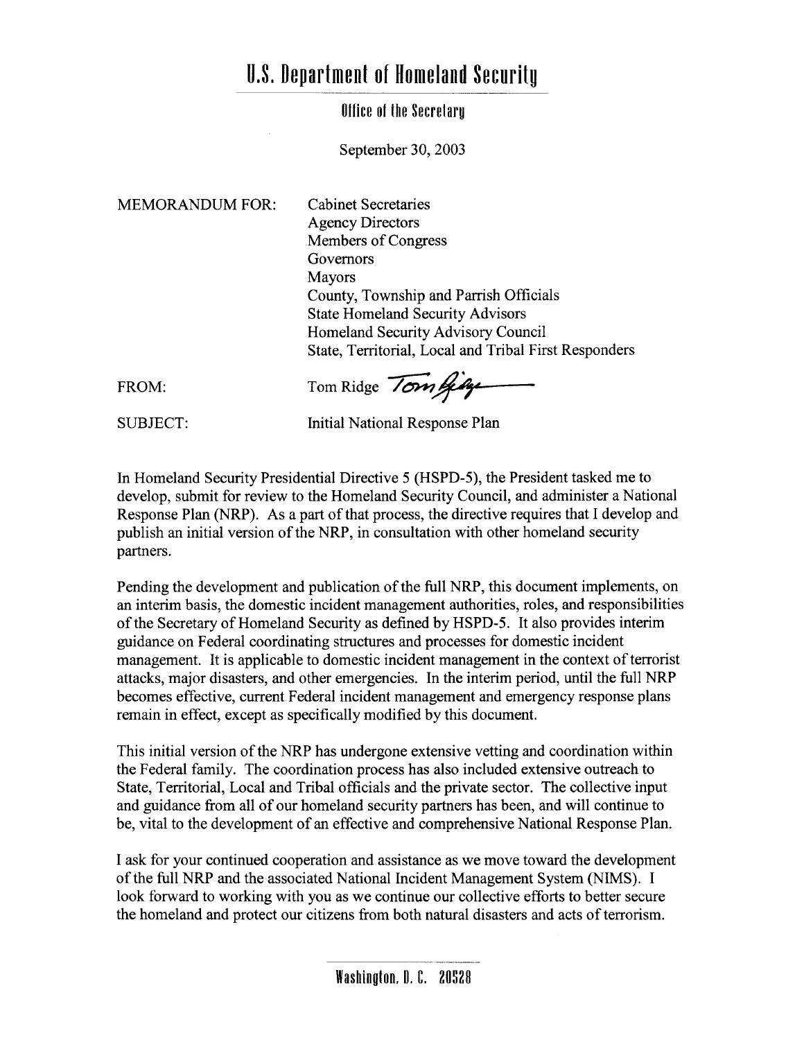# U.S. Department of Homeland Security

## Office of the Secretary

September 30, 2003

MEMORANDUM FOR: Cabinet Secretaries
Agency Directors
Members of Congress
Governors
Mayors
County, Township and Parrish Officials
State Homeland Security Advisors
Homeland Security Advisory Council
State, Territorial, Local and Tribal First Responders

FROM: Tom Ridge

SUBJECT: Initial National Response Plan

In Homeland Security Presidential Directive 5 (HSPD-5), the President tasked me to develop, submit for review to the Homeland Security Council, and administer a National Response Plan (NRP). As a part of that process, the directive requires that I develop and publish an initial version of the NRP, in consultation with other homeland security partners.

Pending the development and publication of the full NRP, this document implements, on an interim basis, the domestic incident management authorities, roles, and responsibilities of the Secretary of Homeland Security as defined by HSPD-5. It also provides interim guidance on Federal coordinating structures and processes for domestic incident management. It is applicable to domestic incident management in the context of terrorist attacks, major disasters, and other emergencies. In the interim period, until the full NRP becomes effective, current Federal incident management and emergency response plans remain in effect, except as specifically modified by this document.

This initial version of the NRP has undergone extensive vetting and coordination within the Federal family. The coordination process has also included extensive outreach to State, Territorial, Local and Tribal officials and the private sector. The collective input and guidance from all of our homeland security partners has been, and will continue to be, vital to the development of an effective and comprehensive National Response Plan.

I ask for your continued cooperation and assistance as we move toward the development of the full NRP and the associated National Incident Management System (NIMS). I look forward to working with you as we continue our collective efforts to better secure the homeland and protect our citizens from both natural disasters and acts of terrorism.

Washington, D. C. 20528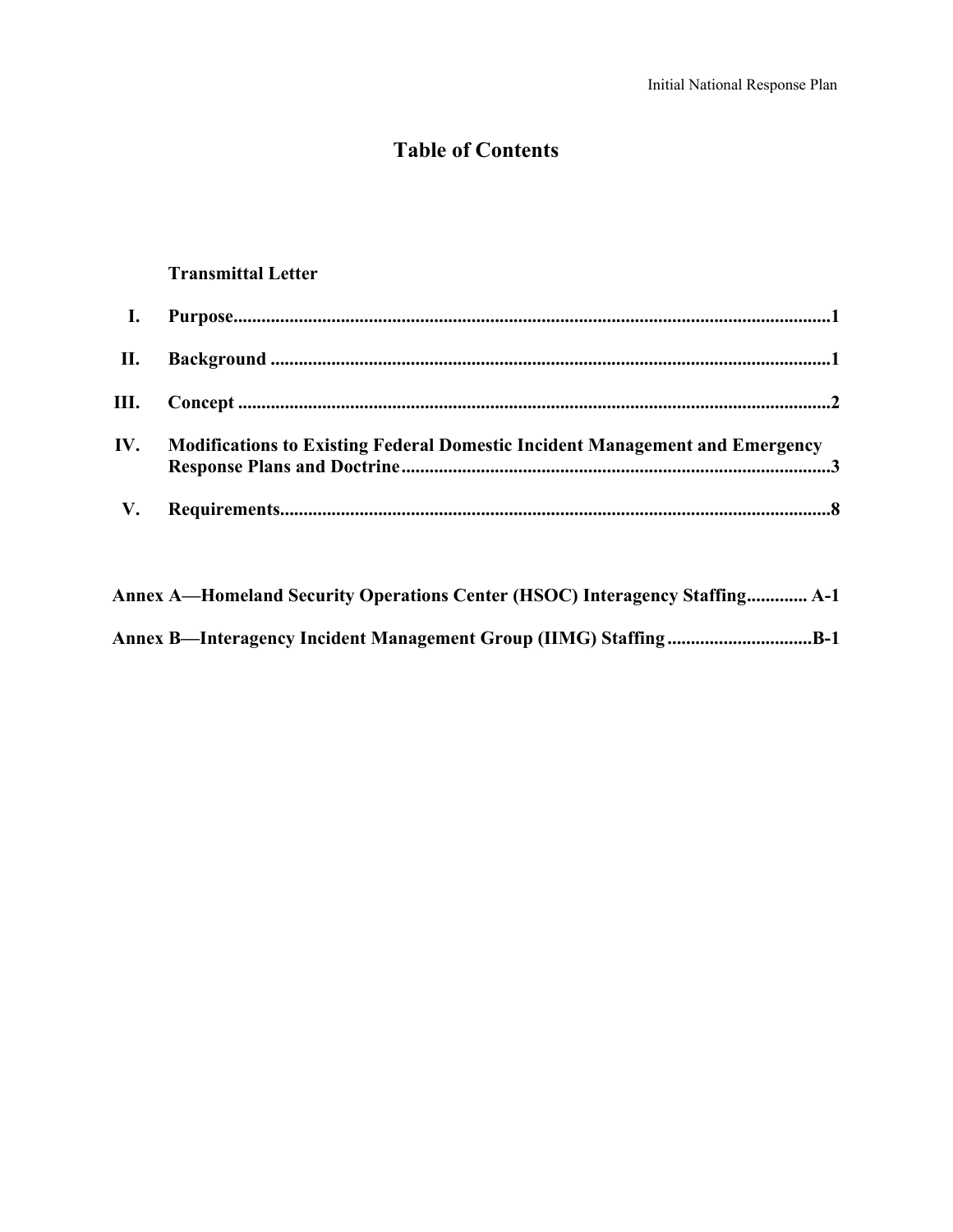# Table of Contents

**Transmittal Letter**

| | | |
|---|---|---|
| **I.** | **Purpose** | **1** |
| **II.** | **Background** | **1** |
| **III.** | **Concept** | **2** |
| **IV.** | **Modifications to Existing Federal Domestic Incident Management and Emergency Response Plans and Doctrine** | **3** |
| **V.** | **Requirements** | **8** |

**Annex A—Homeland Security Operations Center (HSOC) Interagency Staffing** ............ **A-1**

**Annex B—Interagency Incident Management Group (IIMG) Staffing** .............................. **B-1**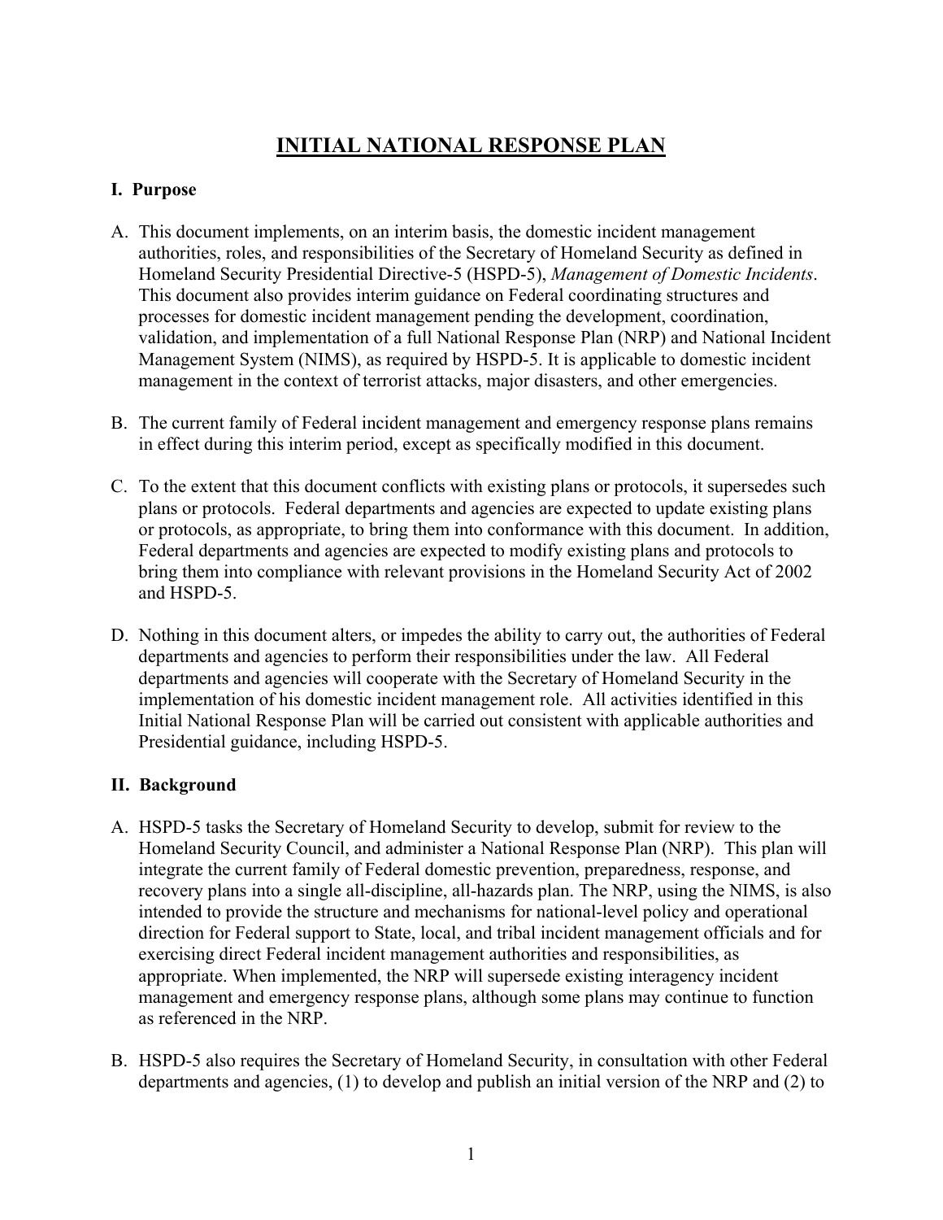# INITIAL NATIONAL RESPONSE PLAN

## I. Purpose

A. This document implements, on an interim basis, the domestic incident management authorities, roles, and responsibilities of the Secretary of Homeland Security as defined in Homeland Security Presidential Directive-5 (HSPD-5), *Management of Domestic Incidents*. This document also provides interim guidance on Federal coordinating structures and processes for domestic incident management pending the development, coordination, validation, and implementation of a full National Response Plan (NRP) and National Incident Management System (NIMS), as required by HSPD-5. It is applicable to domestic incident management in the context of terrorist attacks, major disasters, and other emergencies.

B. The current family of Federal incident management and emergency response plans remains in effect during this interim period, except as specifically modified in this document.

C. To the extent that this document conflicts with existing plans or protocols, it supersedes such plans or protocols. Federal departments and agencies are expected to update existing plans or protocols, as appropriate, to bring them into conformance with this document. In addition, Federal departments and agencies are expected to modify existing plans and protocols to bring them into compliance with relevant provisions in the Homeland Security Act of 2002 and HSPD-5.

D. Nothing in this document alters, or impedes the ability to carry out, the authorities of Federal departments and agencies to perform their responsibilities under the law. All Federal departments and agencies will cooperate with the Secretary of Homeland Security in the implementation of his domestic incident management role. All activities identified in this Initial National Response Plan will be carried out consistent with applicable authorities and Presidential guidance, including HSPD-5.

## II. Background

A. HSPD-5 tasks the Secretary of Homeland Security to develop, submit for review to the Homeland Security Council, and administer a National Response Plan (NRP). This plan will integrate the current family of Federal domestic prevention, preparedness, response, and recovery plans into a single all-discipline, all-hazards plan. The NRP, using the NIMS, is also intended to provide the structure and mechanisms for national-level policy and operational direction for Federal support to State, local, and tribal incident management officials and for exercising direct Federal incident management authorities and responsibilities, as appropriate. When implemented, the NRP will supersede existing interagency incident management and emergency response plans, although some plans may continue to function as referenced in the NRP.

B. HSPD-5 also requires the Secretary of Homeland Security, in consultation with other Federal departments and agencies, (1) to develop and publish an initial version of the NRP and (2) to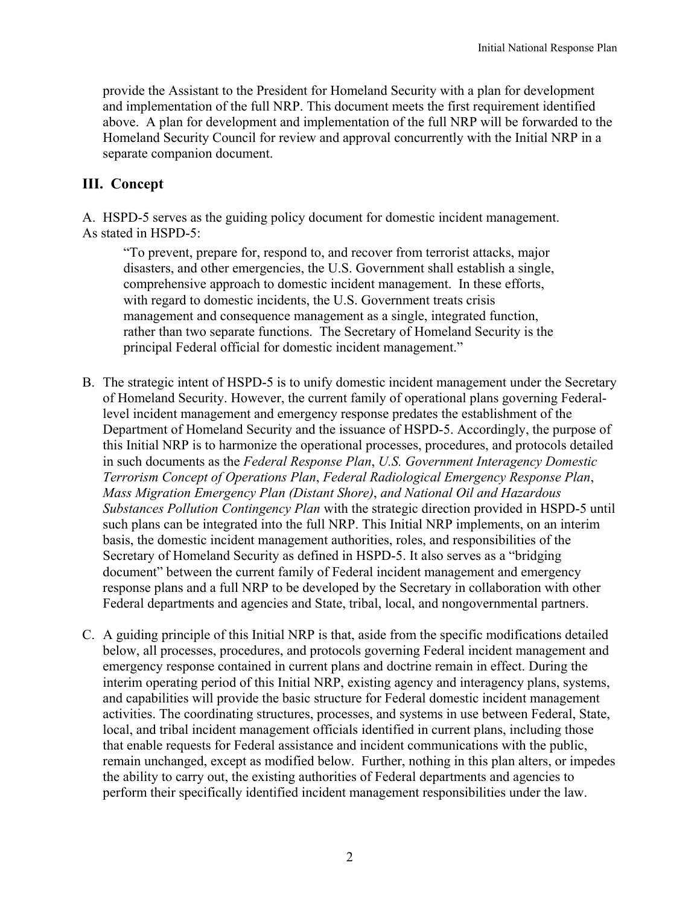provide the Assistant to the President for Homeland Security with a plan for development and implementation of the full NRP. This document meets the first requirement identified above. A plan for development and implementation of the full NRP will be forwarded to the Homeland Security Council for review and approval concurrently with the Initial NRP in a separate companion document.

## III. Concept

A. HSPD-5 serves as the guiding policy document for domestic incident management. As stated in HSPD-5:

> "To prevent, prepare for, respond to, and recover from terrorist attacks, major disasters, and other emergencies, the U.S. Government shall establish a single, comprehensive approach to domestic incident management. In these efforts, with regard to domestic incidents, the U.S. Government treats crisis management and consequence management as a single, integrated function, rather than two separate functions. The Secretary of Homeland Security is the principal Federal official for domestic incident management."

B. The strategic intent of HSPD-5 is to unify domestic incident management under the Secretary of Homeland Security. However, the current family of operational plans governing Federal-level incident management and emergency response predates the establishment of the Department of Homeland Security and the issuance of HSPD-5. Accordingly, the purpose of this Initial NRP is to harmonize the operational processes, procedures, and protocols detailed in such documents as the *Federal Response Plan*, *U.S. Government Interagency Domestic Terrorism Concept of Operations Plan*, *Federal Radiological Emergency Response Plan*, *Mass Migration Emergency Plan (Distant Shore)*, *and National Oil and Hazardous Substances Pollution Contingency Plan* with the strategic direction provided in HSPD-5 until such plans can be integrated into the full NRP. This Initial NRP implements, on an interim basis, the domestic incident management authorities, roles, and responsibilities of the Secretary of Homeland Security as defined in HSPD-5. It also serves as a "bridging document" between the current family of Federal incident management and emergency response plans and a full NRP to be developed by the Secretary in collaboration with other Federal departments and agencies and State, tribal, local, and nongovernmental partners.

C. A guiding principle of this Initial NRP is that, aside from the specific modifications detailed below, all processes, procedures, and protocols governing Federal incident management and emergency response contained in current plans and doctrine remain in effect. During the interim operating period of this Initial NRP, existing agency and interagency plans, systems, and capabilities will provide the basic structure for Federal domestic incident management activities. The coordinating structures, processes, and systems in use between Federal, State, local, and tribal incident management officials identified in current plans, including those that enable requests for Federal assistance and incident communications with the public, remain unchanged, except as modified below. Further, nothing in this plan alters, or impedes the ability to carry out, the existing authorities of Federal departments and agencies to perform their specifically identified incident management responsibilities under the law.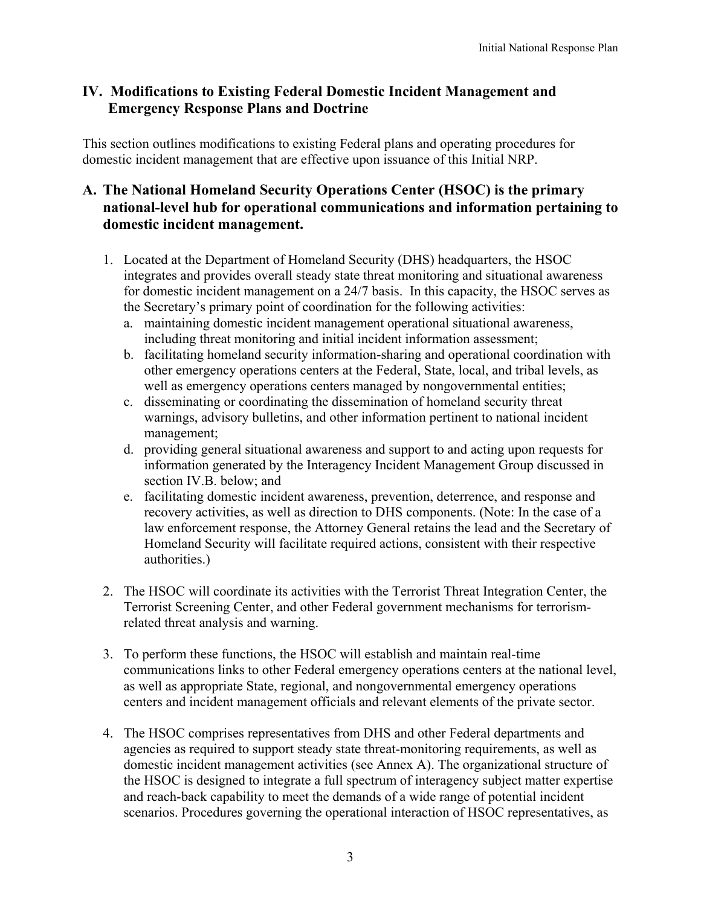## IV. Modifications to Existing Federal Domestic Incident Management and Emergency Response Plans and Doctrine

This section outlines modifications to existing Federal plans and operating procedures for domestic incident management that are effective upon issuance of this Initial NRP.

### A. The National Homeland Security Operations Center (HSOC) is the primary national-level hub for operational communications and information pertaining to domestic incident management.

1. Located at the Department of Homeland Security (DHS) headquarters, the HSOC integrates and provides overall steady state threat monitoring and situational awareness for domestic incident management on a 24/7 basis. In this capacity, the HSOC serves as the Secretary's primary point of coordination for the following activities:
   a. maintaining domestic incident management operational situational awareness, including threat monitoring and initial incident information assessment;
   b. facilitating homeland security information-sharing and operational coordination with other emergency operations centers at the Federal, State, local, and tribal levels, as well as emergency operations centers managed by nongovernmental entities;
   c. disseminating or coordinating the dissemination of homeland security threat warnings, advisory bulletins, and other information pertinent to national incident management;
   d. providing general situational awareness and support to and acting upon requests for information generated by the Interagency Incident Management Group discussed in section IV.B. below; and
   e. facilitating domestic incident awareness, prevention, deterrence, and response and recovery activities, as well as direction to DHS components. (Note: In the case of a law enforcement response, the Attorney General retains the lead and the Secretary of Homeland Security will facilitate required actions, consistent with their respective authorities.)

2. The HSOC will coordinate its activities with the Terrorist Threat Integration Center, the Terrorist Screening Center, and other Federal government mechanisms for terrorism-related threat analysis and warning.

3. To perform these functions, the HSOC will establish and maintain real-time communications links to other Federal emergency operations centers at the national level, as well as appropriate State, regional, and nongovernmental emergency operations centers and incident management officials and relevant elements of the private sector.

4. The HSOC comprises representatives from DHS and other Federal departments and agencies as required to support steady state threat-monitoring requirements, as well as domestic incident management activities (see Annex A). The organizational structure of the HSOC is designed to integrate a full spectrum of interagency subject matter expertise and reach-back capability to meet the demands of a wide range of potential incident scenarios. Procedures governing the operational interaction of HSOC representatives, as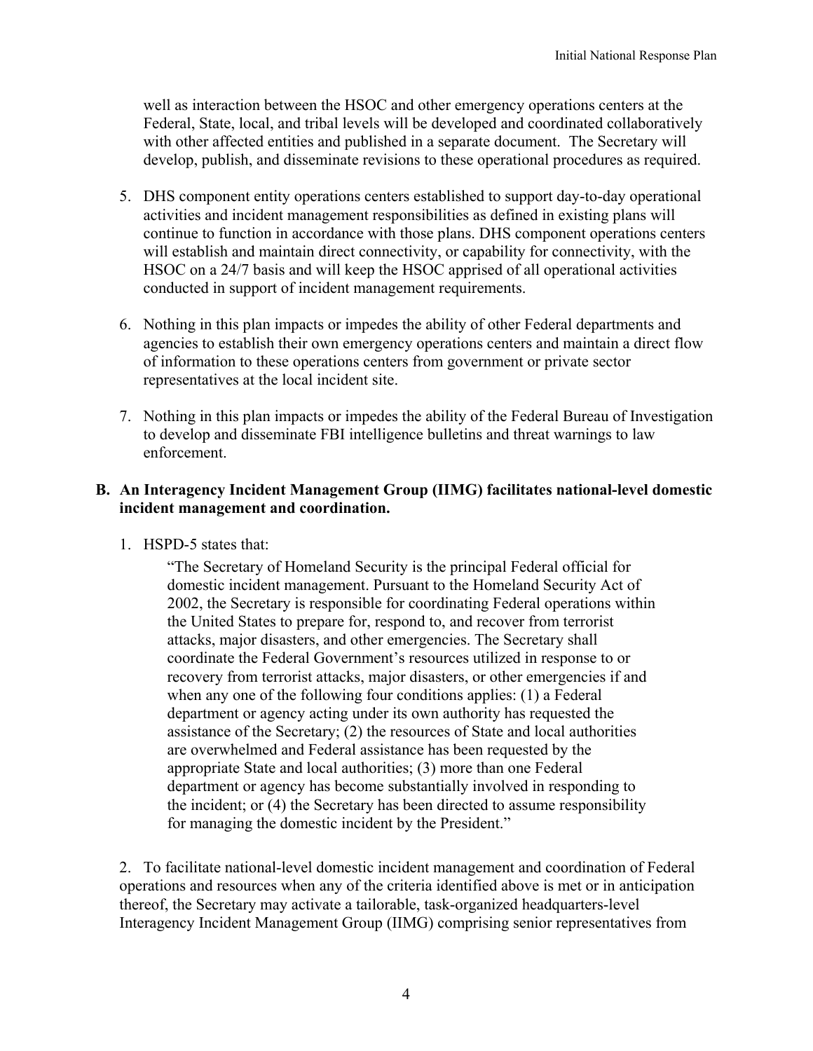well as interaction between the HSOC and other emergency operations centers at the Federal, State, local, and tribal levels will be developed and coordinated collaboratively with other affected entities and published in a separate document. The Secretary will develop, publish, and disseminate revisions to these operational procedures as required.

5. DHS component entity operations centers established to support day-to-day operational activities and incident management responsibilities as defined in existing plans will continue to function in accordance with those plans. DHS component operations centers will establish and maintain direct connectivity, or capability for connectivity, with the HSOC on a 24/7 basis and will keep the HSOC apprised of all operational activities conducted in support of incident management requirements.

6. Nothing in this plan impacts or impedes the ability of other Federal departments and agencies to establish their own emergency operations centers and maintain a direct flow of information to these operations centers from government or private sector representatives at the local incident site.

7. Nothing in this plan impacts or impedes the ability of the Federal Bureau of Investigation to develop and disseminate FBI intelligence bulletins and threat warnings to law enforcement.

**B. An Interagency Incident Management Group (IIMG) facilitates national-level domestic incident management and coordination.**

1. HSPD-5 states that:

> "The Secretary of Homeland Security is the principal Federal official for domestic incident management. Pursuant to the Homeland Security Act of 2002, the Secretary is responsible for coordinating Federal operations within the United States to prepare for, respond to, and recover from terrorist attacks, major disasters, and other emergencies. The Secretary shall coordinate the Federal Government's resources utilized in response to or recovery from terrorist attacks, major disasters, or other emergencies if and when any one of the following four conditions applies: (1) a Federal department or agency acting under its own authority has requested the assistance of the Secretary; (2) the resources of State and local authorities are overwhelmed and Federal assistance has been requested by the appropriate State and local authorities; (3) more than one Federal department or agency has become substantially involved in responding to the incident; or (4) the Secretary has been directed to assume responsibility for managing the domestic incident by the President."

2. To facilitate national-level domestic incident management and coordination of Federal operations and resources when any of the criteria identified above is met or in anticipation thereof, the Secretary may activate a tailorable, task-organized headquarters-level Interagency Incident Management Group (IIMG) comprising senior representatives from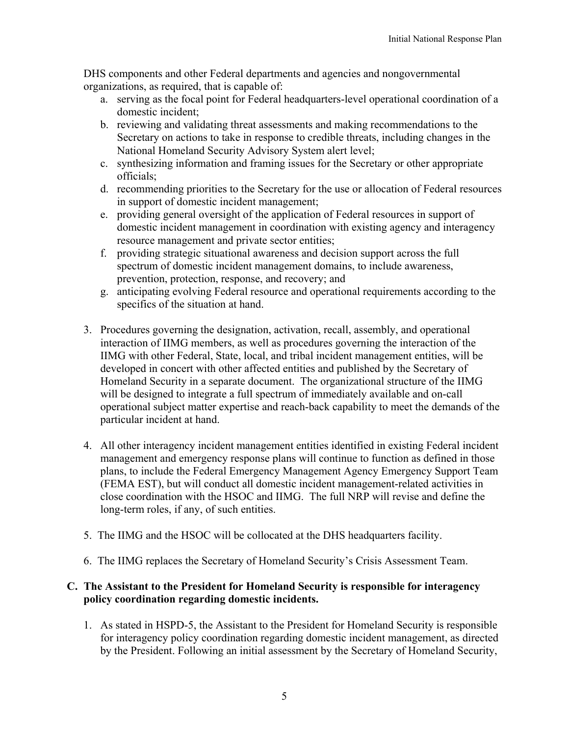DHS components and other Federal departments and agencies and nongovernmental organizations, as required, that is capable of:

a. serving as the focal point for Federal headquarters-level operational coordination of a domestic incident;
b. reviewing and validating threat assessments and making recommendations to the Secretary on actions to take in response to credible threats, including changes in the National Homeland Security Advisory System alert level;
c. synthesizing information and framing issues for the Secretary or other appropriate officials;
d. recommending priorities to the Secretary for the use or allocation of Federal resources in support of domestic incident management;
e. providing general oversight of the application of Federal resources in support of domestic incident management in coordination with existing agency and interagency resource management and private sector entities;
f. providing strategic situational awareness and decision support across the full spectrum of domestic incident management domains, to include awareness, prevention, protection, response, and recovery; and
g. anticipating evolving Federal resource and operational requirements according to the specifics of the situation at hand.

3. Procedures governing the designation, activation, recall, assembly, and operational interaction of IIMG members, as well as procedures governing the interaction of the IIMG with other Federal, State, local, and tribal incident management entities, will be developed in concert with other affected entities and published by the Secretary of Homeland Security in a separate document. The organizational structure of the IIMG will be designed to integrate a full spectrum of immediately available and on-call operational subject matter expertise and reach-back capability to meet the demands of the particular incident at hand.

4. All other interagency incident management entities identified in existing Federal incident management and emergency response plans will continue to function as defined in those plans, to include the Federal Emergency Management Agency Emergency Support Team (FEMA EST), but will conduct all domestic incident management-related activities in close coordination with the HSOC and IIMG. The full NRP will revise and define the long-term roles, if any, of such entities.

5. The IIMG and the HSOC will be collocated at the DHS headquarters facility.

6. The IIMG replaces the Secretary of Homeland Security's Crisis Assessment Team.

### C. The Assistant to the President for Homeland Security is responsible for interagency policy coordination regarding domestic incidents.

1. As stated in HSPD-5, the Assistant to the President for Homeland Security is responsible for interagency policy coordination regarding domestic incident management, as directed by the President. Following an initial assessment by the Secretary of Homeland Security,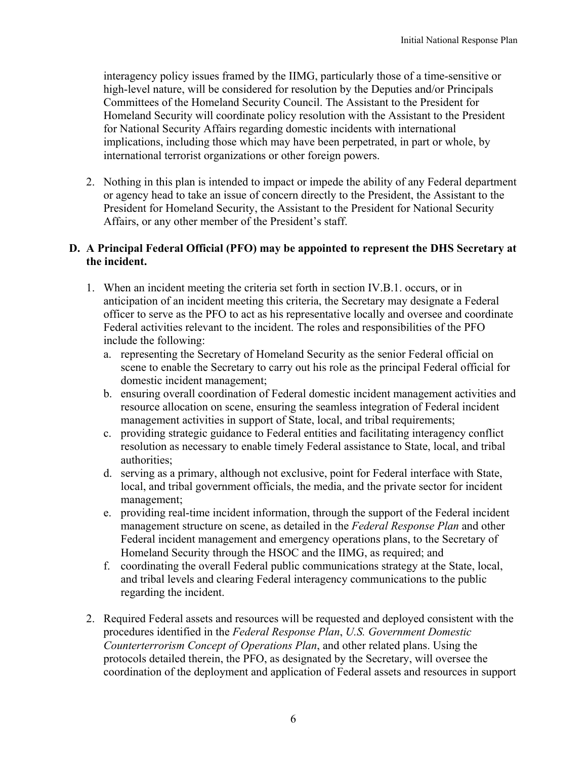interagency policy issues framed by the IIMG, particularly those of a time-sensitive or high-level nature, will be considered for resolution by the Deputies and/or Principals Committees of the Homeland Security Council. The Assistant to the President for Homeland Security will coordinate policy resolution with the Assistant to the President for National Security Affairs regarding domestic incidents with international implications, including those which may have been perpetrated, in part or whole, by international terrorist organizations or other foreign powers.

2. Nothing in this plan is intended to impact or impede the ability of any Federal department or agency head to take an issue of concern directly to the President, the Assistant to the President for Homeland Security, the Assistant to the President for National Security Affairs, or any other member of the President's staff.

### D. A Principal Federal Official (PFO) may be appointed to represent the DHS Secretary at the incident.

1. When an incident meeting the criteria set forth in section IV.B.1. occurs, or in anticipation of an incident meeting this criteria, the Secretary may designate a Federal officer to serve as the PFO to act as his representative locally and oversee and coordinate Federal activities relevant to the incident. The roles and responsibilities of the PFO include the following:
   a. representing the Secretary of Homeland Security as the senior Federal official on scene to enable the Secretary to carry out his role as the principal Federal official for domestic incident management;
   b. ensuring overall coordination of Federal domestic incident management activities and resource allocation on scene, ensuring the seamless integration of Federal incident management activities in support of State, local, and tribal requirements;
   c. providing strategic guidance to Federal entities and facilitating interagency conflict resolution as necessary to enable timely Federal assistance to State, local, and tribal authorities;
   d. serving as a primary, although not exclusive, point for Federal interface with State, local, and tribal government officials, the media, and the private sector for incident management;
   e. providing real-time incident information, through the support of the Federal incident management structure on scene, as detailed in the *Federal Response Plan* and other Federal incident management and emergency operations plans, to the Secretary of Homeland Security through the HSOC and the IIMG, as required; and
   f. coordinating the overall Federal public communications strategy at the State, local, and tribal levels and clearing Federal interagency communications to the public regarding the incident.

2. Required Federal assets and resources will be requested and deployed consistent with the procedures identified in the *Federal Response Plan*, *U.S. Government Domestic Counterterrorism Concept of Operations Plan*, and other related plans. Using the protocols detailed therein, the PFO, as designated by the Secretary, will oversee the coordination of the deployment and application of Federal assets and resources in support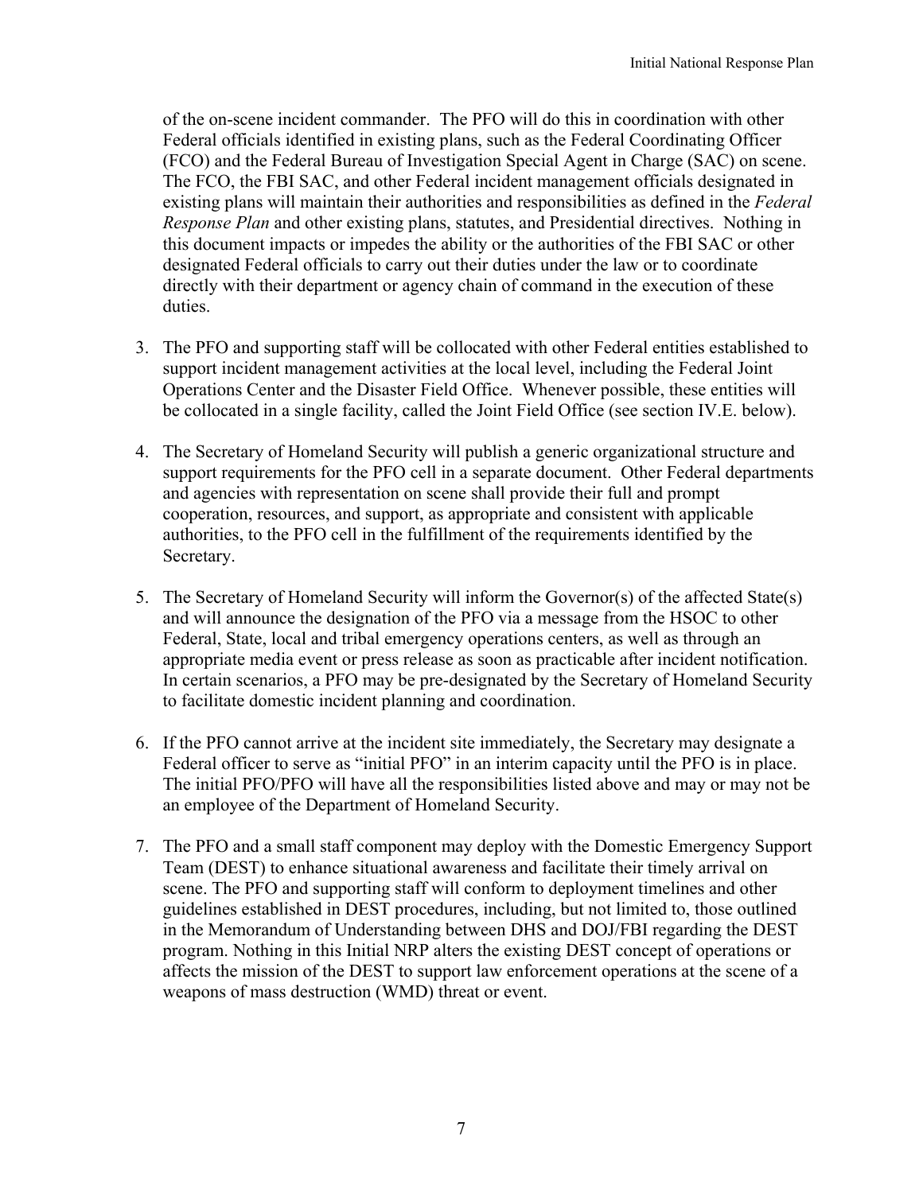of the on-scene incident commander. The PFO will do this in coordination with other Federal officials identified in existing plans, such as the Federal Coordinating Officer (FCO) and the Federal Bureau of Investigation Special Agent in Charge (SAC) on scene. The FCO, the FBI SAC, and other Federal incident management officials designated in existing plans will maintain their authorities and responsibilities as defined in the *Federal Response Plan* and other existing plans, statutes, and Presidential directives. Nothing in this document impacts or impedes the ability or the authorities of the FBI SAC or other designated Federal officials to carry out their duties under the law or to coordinate directly with their department or agency chain of command in the execution of these duties.

3. The PFO and supporting staff will be collocated with other Federal entities established to support incident management activities at the local level, including the Federal Joint Operations Center and the Disaster Field Office. Whenever possible, these entities will be collocated in a single facility, called the Joint Field Office (see section IV.E. below).

4. The Secretary of Homeland Security will publish a generic organizational structure and support requirements for the PFO cell in a separate document. Other Federal departments and agencies with representation on scene shall provide their full and prompt cooperation, resources, and support, as appropriate and consistent with applicable authorities, to the PFO cell in the fulfillment of the requirements identified by the Secretary.

5. The Secretary of Homeland Security will inform the Governor(s) of the affected State(s) and will announce the designation of the PFO via a message from the HSOC to other Federal, State, local and tribal emergency operations centers, as well as through an appropriate media event or press release as soon as practicable after incident notification. In certain scenarios, a PFO may be pre-designated by the Secretary of Homeland Security to facilitate domestic incident planning and coordination.

6. If the PFO cannot arrive at the incident site immediately, the Secretary may designate a Federal officer to serve as "initial PFO" in an interim capacity until the PFO is in place. The initial PFO/PFO will have all the responsibilities listed above and may or may not be an employee of the Department of Homeland Security.

7. The PFO and a small staff component may deploy with the Domestic Emergency Support Team (DEST) to enhance situational awareness and facilitate their timely arrival on scene. The PFO and supporting staff will conform to deployment timelines and other guidelines established in DEST procedures, including, but not limited to, those outlined in the Memorandum of Understanding between DHS and DOJ/FBI regarding the DEST program. Nothing in this Initial NRP alters the existing DEST concept of operations or affects the mission of the DEST to support law enforcement operations at the scene of a weapons of mass destruction (WMD) threat or event.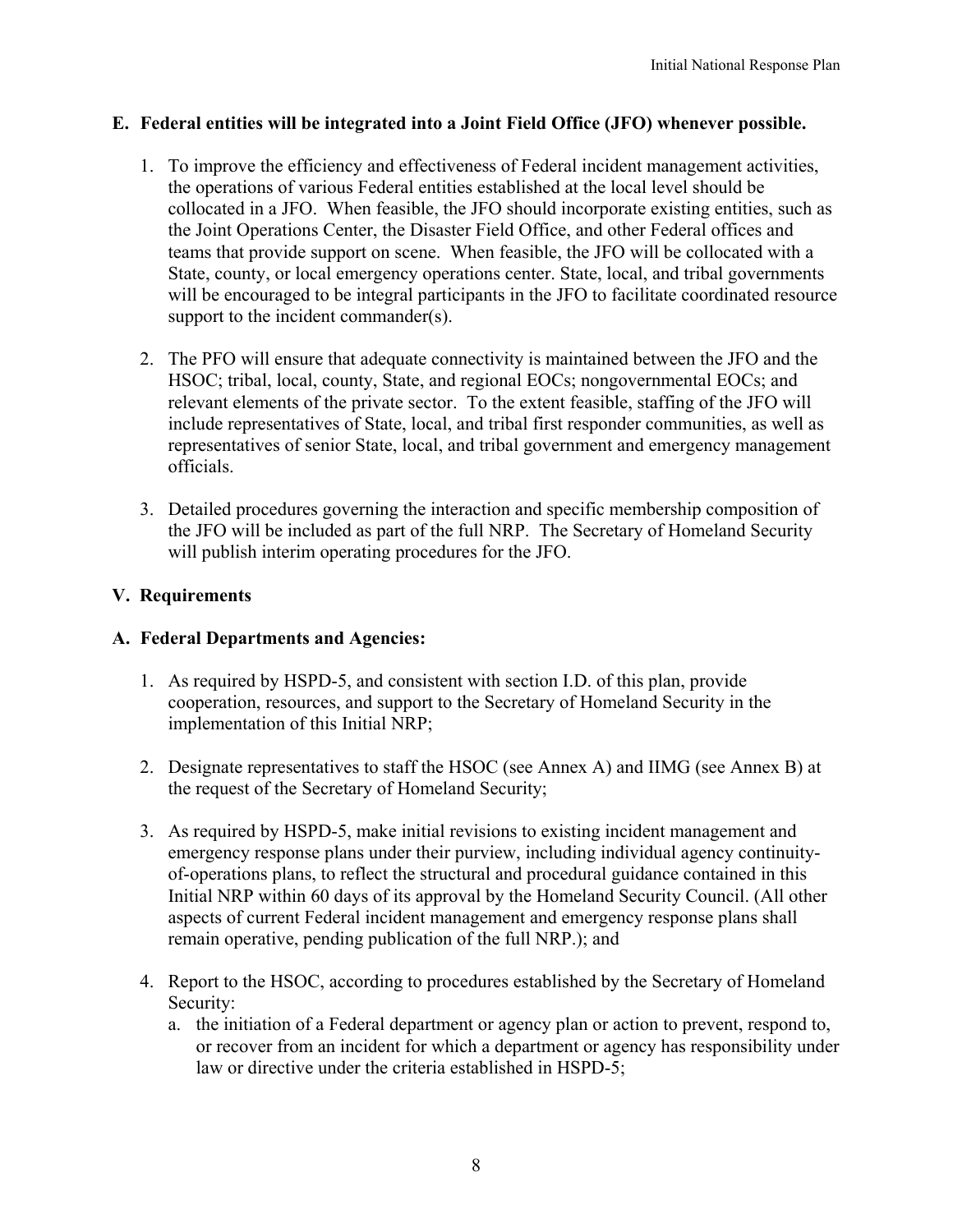### E. Federal entities will be integrated into a Joint Field Office (JFO) whenever possible.

1. To improve the efficiency and effectiveness of Federal incident management activities, the operations of various Federal entities established at the local level should be collocated in a JFO. When feasible, the JFO should incorporate existing entities, such as the Joint Operations Center, the Disaster Field Office, and other Federal offices and teams that provide support on scene. When feasible, the JFO will be collocated with a State, county, or local emergency operations center. State, local, and tribal governments will be encouraged to be integral participants in the JFO to facilitate coordinated resource support to the incident commander(s).

2. The PFO will ensure that adequate connectivity is maintained between the JFO and the HSOC; tribal, local, county, State, and regional EOCs; nongovernmental EOCs; and relevant elements of the private sector. To the extent feasible, staffing of the JFO will include representatives of State, local, and tribal first responder communities, as well as representatives of senior State, local, and tribal government and emergency management officials.

3. Detailed procedures governing the interaction and specific membership composition of the JFO will be included as part of the full NRP. The Secretary of Homeland Security will publish interim operating procedures for the JFO.

## V. Requirements

### A. Federal Departments and Agencies:

1. As required by HSPD-5, and consistent with section I.D. of this plan, provide cooperation, resources, and support to the Secretary of Homeland Security in the implementation of this Initial NRP;

2. Designate representatives to staff the HSOC (see Annex A) and IIMG (see Annex B) at the request of the Secretary of Homeland Security;

3. As required by HSPD-5, make initial revisions to existing incident management and emergency response plans under their purview, including individual agency continuity-of-operations plans, to reflect the structural and procedural guidance contained in this Initial NRP within 60 days of its approval by the Homeland Security Council. (All other aspects of current Federal incident management and emergency response plans shall remain operative, pending publication of the full NRP.); and

4. Report to the HSOC, according to procedures established by the Secretary of Homeland Security:
   a. the initiation of a Federal department or agency plan or action to prevent, respond to, or recover from an incident for which a department or agency has responsibility under law or directive under the criteria established in HSPD-5;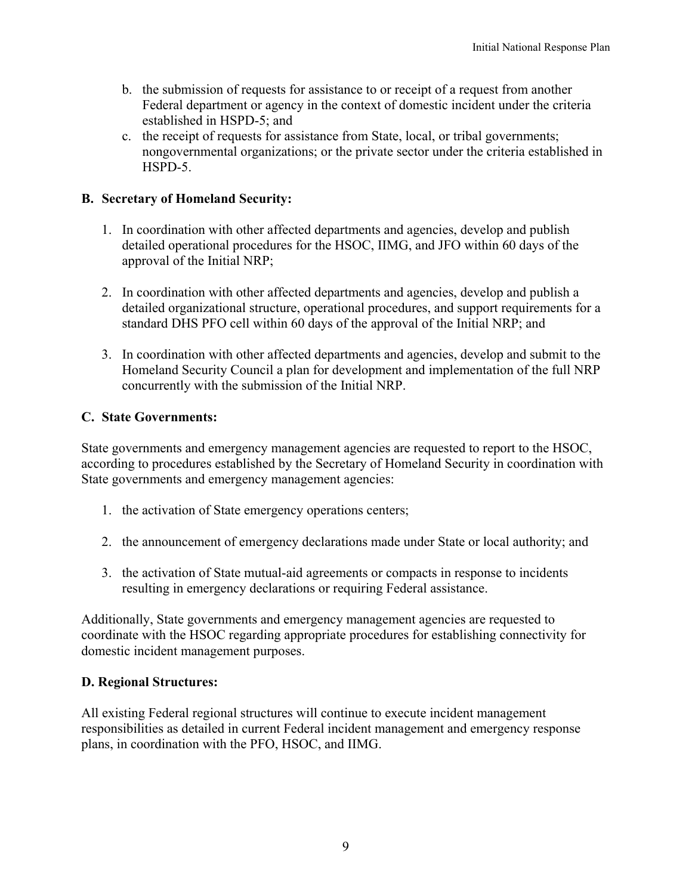b. the submission of requests for assistance to or receipt of a request from another Federal department or agency in the context of domestic incident under the criteria established in HSPD-5; and
c. the receipt of requests for assistance from State, local, or tribal governments; nongovernmental organizations; or the private sector under the criteria established in HSPD-5.

**B. Secretary of Homeland Security:**

1. In coordination with other affected departments and agencies, develop and publish detailed operational procedures for the HSOC, IIMG, and JFO within 60 days of the approval of the Initial NRP;

2. In coordination with other affected departments and agencies, develop and publish a detailed organizational structure, operational procedures, and support requirements for a standard DHS PFO cell within 60 days of the approval of the Initial NRP; and

3. In coordination with other affected departments and agencies, develop and submit to the Homeland Security Council a plan for development and implementation of the full NRP concurrently with the submission of the Initial NRP.

**C. State Governments:**

State governments and emergency management agencies are requested to report to the HSOC, according to procedures established by the Secretary of Homeland Security in coordination with State governments and emergency management agencies:

1. the activation of State emergency operations centers;

2. the announcement of emergency declarations made under State or local authority; and

3. the activation of State mutual-aid agreements or compacts in response to incidents resulting in emergency declarations or requiring Federal assistance.

Additionally, State governments and emergency management agencies are requested to coordinate with the HSOC regarding appropriate procedures for establishing connectivity for domestic incident management purposes.

**D. Regional Structures:**

All existing Federal regional structures will continue to execute incident management responsibilities as detailed in current Federal incident management and emergency response plans, in coordination with the PFO, HSOC, and IIMG.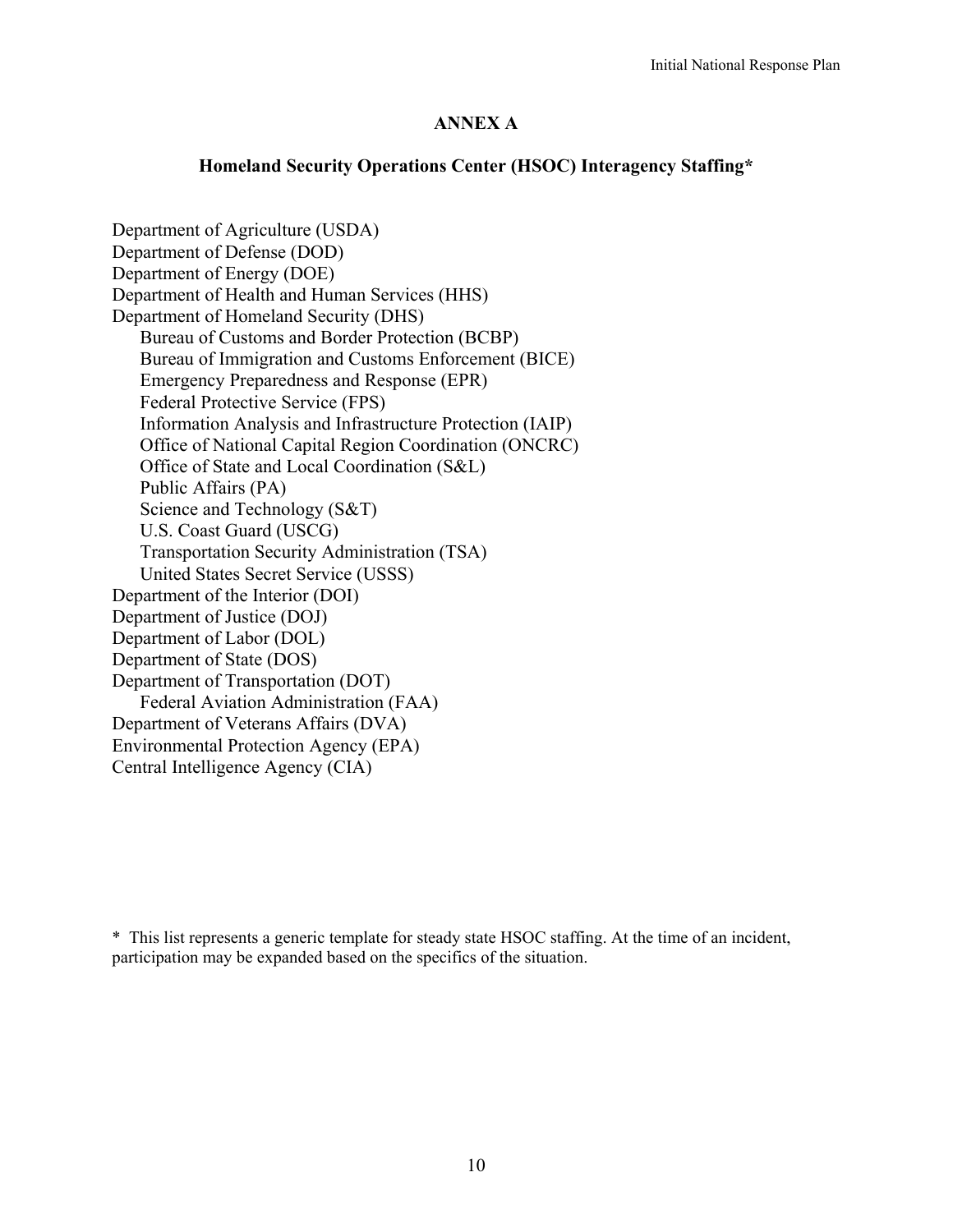# ANNEX A

## Homeland Security Operations Center (HSOC) Interagency Staffing*

- Department of Agriculture (USDA)
- Department of Defense (DOD)
- Department of Energy (DOE)
- Department of Health and Human Services (HHS)
- Department of Homeland Security (DHS)
  - Bureau of Customs and Border Protection (BCBP)
  - Bureau of Immigration and Customs Enforcement (BICE)
  - Emergency Preparedness and Response (EPR)
  - Federal Protective Service (FPS)
  - Information Analysis and Infrastructure Protection (IAIP)
  - Office of National Capital Region Coordination (ONCRC)
  - Office of State and Local Coordination (S&L)
  - Public Affairs (PA)
  - Science and Technology (S&T)
  - U.S. Coast Guard (USCG)
  - Transportation Security Administration (TSA)
  - United States Secret Service (USSS)
- Department of the Interior (DOI)
- Department of Justice (DOJ)
- Department of Labor (DOL)
- Department of State (DOS)
- Department of Transportation (DOT)
  - Federal Aviation Administration (FAA)
- Department of Veterans Affairs (DVA)
- Environmental Protection Agency (EPA)
- Central Intelligence Agency (CIA)

\* This list represents a generic template for steady state HSOC staffing. At the time of an incident, participation may be expanded based on the specifics of the situation.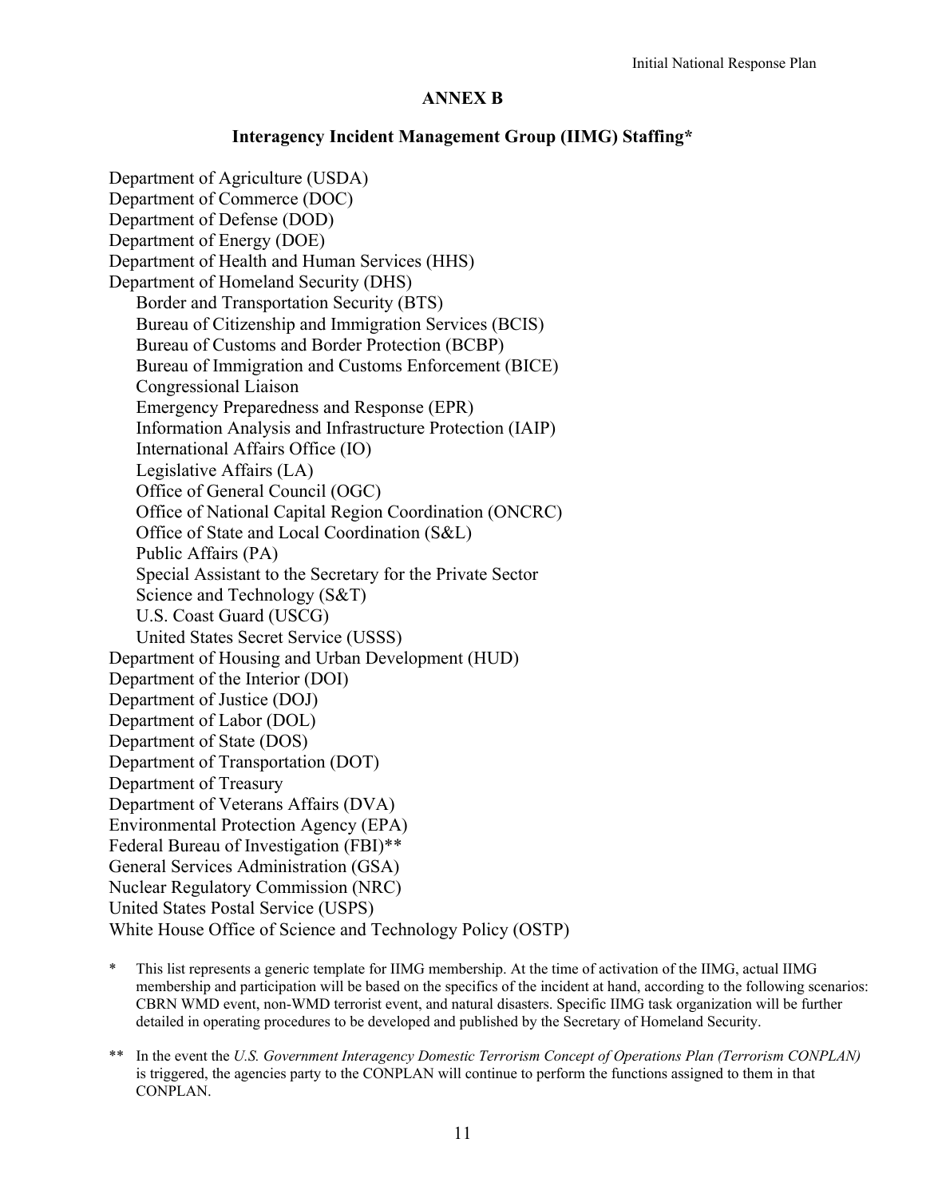## ANNEX B

### Interagency Incident Management Group (IIMG) Staffing*

Department of Agriculture (USDA)
Department of Commerce (DOC)
Department of Defense (DOD)
Department of Energy (DOE)
Department of Health and Human Services (HHS)
Department of Homeland Security (DHS)
- Border and Transportation Security (BTS)
- Bureau of Citizenship and Immigration Services (BCIS)
- Bureau of Customs and Border Protection (BCBP)
- Bureau of Immigration and Customs Enforcement (BICE)
- Congressional Liaison
- Emergency Preparedness and Response (EPR)
- Information Analysis and Infrastructure Protection (IAIP)
- International Affairs Office (IO)
- Legislative Affairs (LA)
- Office of General Council (OGC)
- Office of National Capital Region Coordination (ONCRC)
- Office of State and Local Coordination (S&L)
- Public Affairs (PA)
- Special Assistant to the Secretary for the Private Sector
- Science and Technology (S&T)
- U.S. Coast Guard (USCG)
- United States Secret Service (USSS)

Department of Housing and Urban Development (HUD)
Department of the Interior (DOI)
Department of Justice (DOJ)
Department of Labor (DOL)
Department of State (DOS)
Department of Transportation (DOT)
Department of Treasury
Department of Veterans Affairs (DVA)
Environmental Protection Agency (EPA)
Federal Bureau of Investigation (FBI)**
General Services Administration (GSA)
Nuclear Regulatory Commission (NRC)
United States Postal Service (USPS)
White House Office of Science and Technology Policy (OSTP)

\* This list represents a generic template for IIMG membership. At the time of activation of the IIMG, actual IIMG membership and participation will be based on the specifics of the incident at hand, according to the following scenarios: CBRN WMD event, non-WMD terrorist event, and natural disasters. Specific IIMG task organization will be further detailed in operating procedures to be developed and published by the Secretary of Homeland Security.

\** In the event the *U.S. Government Interagency Domestic Terrorism Concept of Operations Plan (Terrorism CONPLAN)* is triggered, the agencies party to the CONPLAN will continue to perform the functions assigned to them in that CONPLAN.